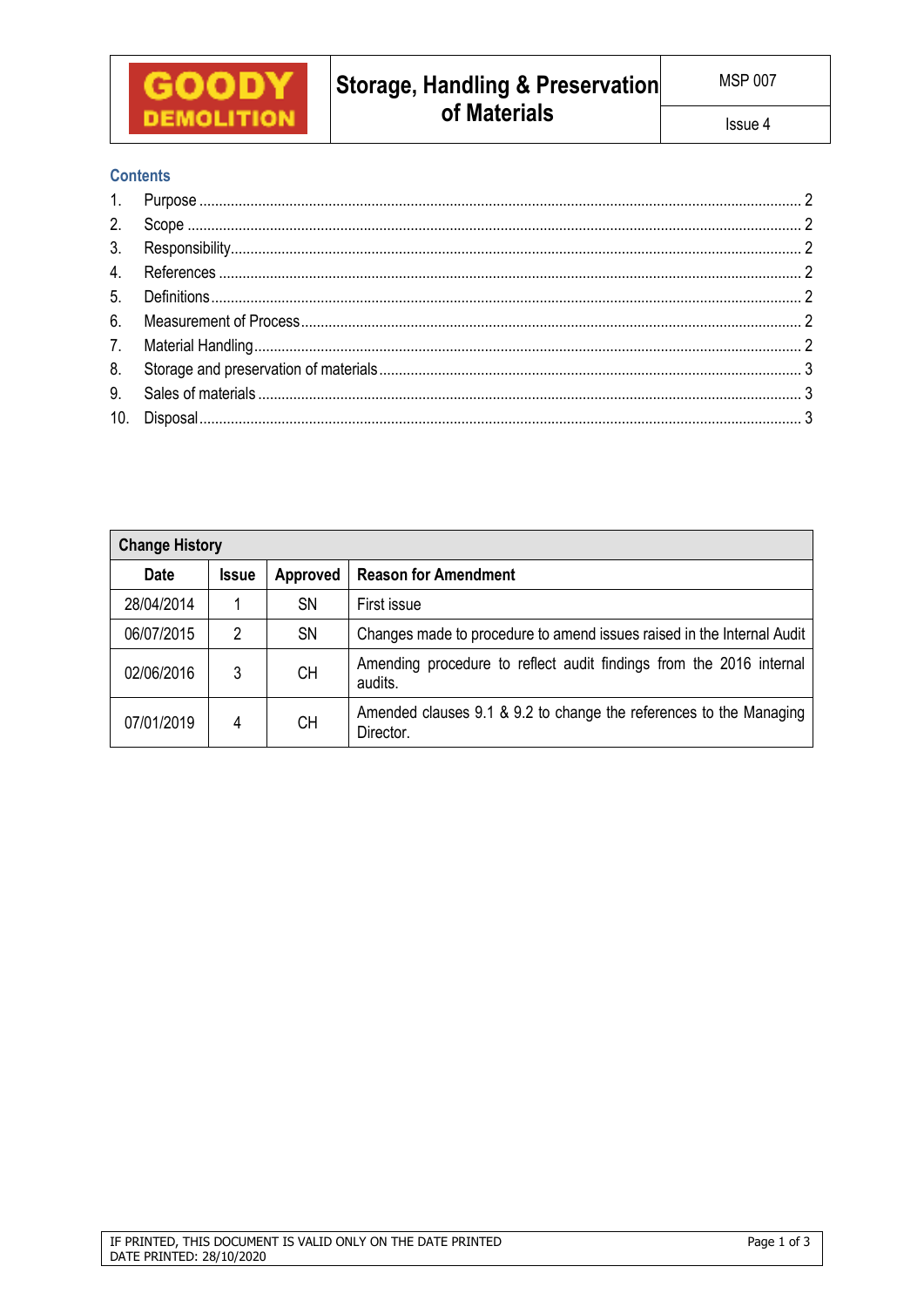| GOODY DEMOLITION | Storage, Handling & Preservation of Materials | MSP 007 |
|---|---|---|
| | | Issue 4 |

## Contents

1. Purpose ........ 2
2. Scope ........ 2
3. Responsibility ........ 2
4. References ........ 2
5. Definitions ........ 2
6. Measurement of Process ........ 2
7. Material Handling ........ 2
8. Storage and preservation of materials ........ 3
9. Sales of materials ........ 3
10. Disposal ........ 3

| Change History | | | |
|---|---|---|---|
| **Date** | **Issue** | **Approved** | **Reason for Amendment** |
| 28/04/2014 | 1 | SN | First issue |
| 06/07/2015 | 2 | SN | Changes made to procedure to amend issues raised in the Internal Audit |
| 02/06/2016 | 3 | CH | Amending procedure to reflect audit findings from the 2016 internal audits. |
| 07/01/2019 | 4 | CH | Amended clauses 9.1 & 9.2 to change the references to the Managing Director. |

IF PRINTED, THIS DOCUMENT IS VALID ONLY ON THE DATE PRINTED
DATE PRINTED: 28/10/2020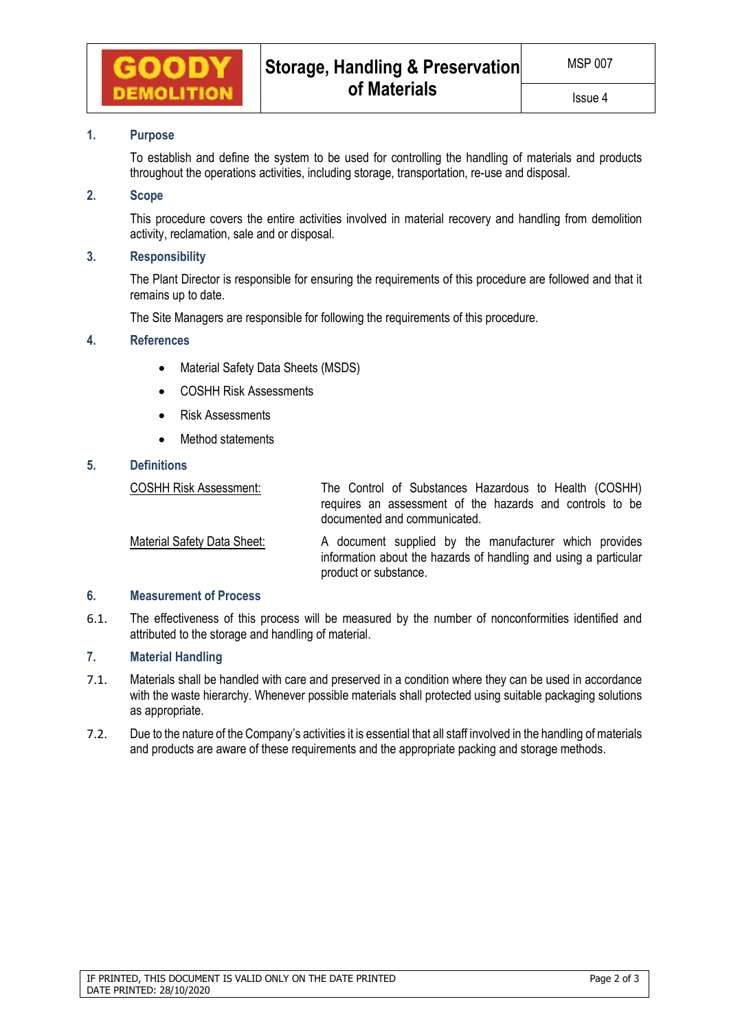## 1. Purpose

To establish and define the system to be used for controlling the handling of materials and products throughout the operations activities, including storage, transportation, re-use and disposal.

## 2. Scope

This procedure covers the entire activities involved in material recovery and handling from demolition activity, reclamation, sale and or disposal.

## 3. Responsibility

The Plant Director is responsible for ensuring the requirements of this procedure are followed and that it remains up to date.

The Site Managers are responsible for following the requirements of this procedure.

## 4. References

- Material Safety Data Sheets (MSDS)
- COSHH Risk Assessments
- Risk Assessments
- Method statements

## 5. Definitions

<u>COSHH Risk Assessment:</u> The Control of Substances Hazardous to Health (COSHH) requires an assessment of the hazards and controls to be documented and communicated.

<u>Material Safety Data Sheet:</u> A document supplied by the manufacturer which provides information about the hazards of handling and using a particular product or substance.

## 6. Measurement of Process

6.1. The effectiveness of this process will be measured by the number of nonconformities identified and attributed to the storage and handling of material.

## 7. Material Handling

7.1. Materials shall be handled with care and preserved in a condition where they can be used in accordance with the waste hierarchy. Whenever possible materials shall protected using suitable packaging solutions as appropriate.

7.2. Due to the nature of the Company's activities it is essential that all staff involved in the handling of materials and products are aware of these requirements and the appropriate packing and storage methods.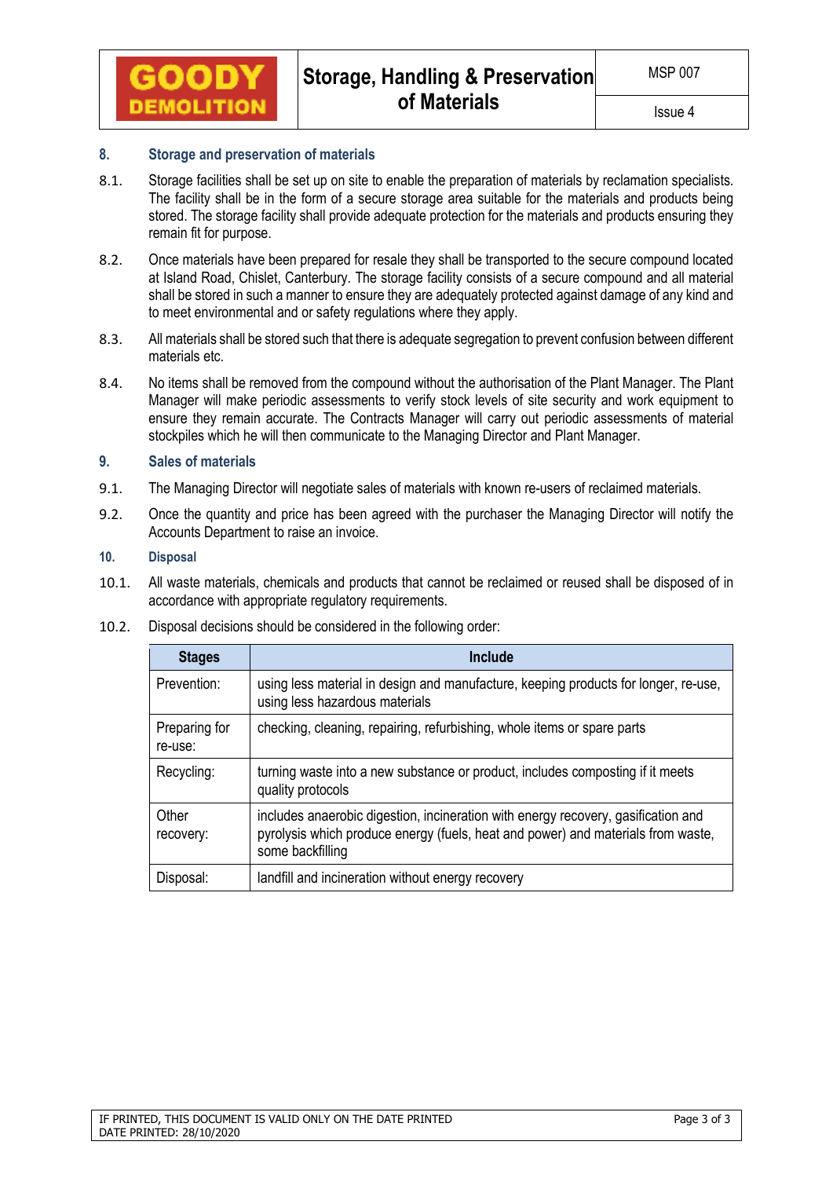## 8. Storage and preservation of materials

8.1. Storage facilities shall be set up on site to enable the preparation of materials by reclamation specialists. The facility shall be in the form of a secure storage area suitable for the materials and products being stored. The storage facility shall provide adequate protection for the materials and products ensuring they remain fit for purpose.

8.2. Once materials have been prepared for resale they shall be transported to the secure compound located at Island Road, Chislet, Canterbury. The storage facility consists of a secure compound and all material shall be stored in such a manner to ensure they are adequately protected against damage of any kind and to meet environmental and or safety regulations where they apply.

8.3. All materials shall be stored such that there is adequate segregation to prevent confusion between different materials etc.

8.4. No items shall be removed from the compound without the authorisation of the Plant Manager. The Plant Manager will make periodic assessments to verify stock levels of site security and work equipment to ensure they remain accurate. The Contracts Manager will carry out periodic assessments of material stockpiles which he will then communicate to the Managing Director and Plant Manager.

## 9. Sales of materials

9.1. The Managing Director will negotiate sales of materials with known re-users of reclaimed materials.

9.2. Once the quantity and price has been agreed with the purchaser the Managing Director will notify the Accounts Department to raise an invoice.

## 10. Disposal

10.1. All waste materials, chemicals and products that cannot be reclaimed or reused shall be disposed of in accordance with appropriate regulatory requirements.

10.2. Disposal decisions should be considered in the following order:

| Stages | Include |
|---|---|
| Prevention: | using less material in design and manufacture, keeping products for longer, re-use, using less hazardous materials |
| Preparing for re-use: | checking, cleaning, repairing, refurbishing, whole items or spare parts |
| Recycling: | turning waste into a new substance or product, includes composting if it meets quality protocols |
| Other recovery: | includes anaerobic digestion, incineration with energy recovery, gasification and pyrolysis which produce energy (fuels, heat and power) and materials from waste, some backfilling |
| Disposal: | landfill and incineration without energy recovery |